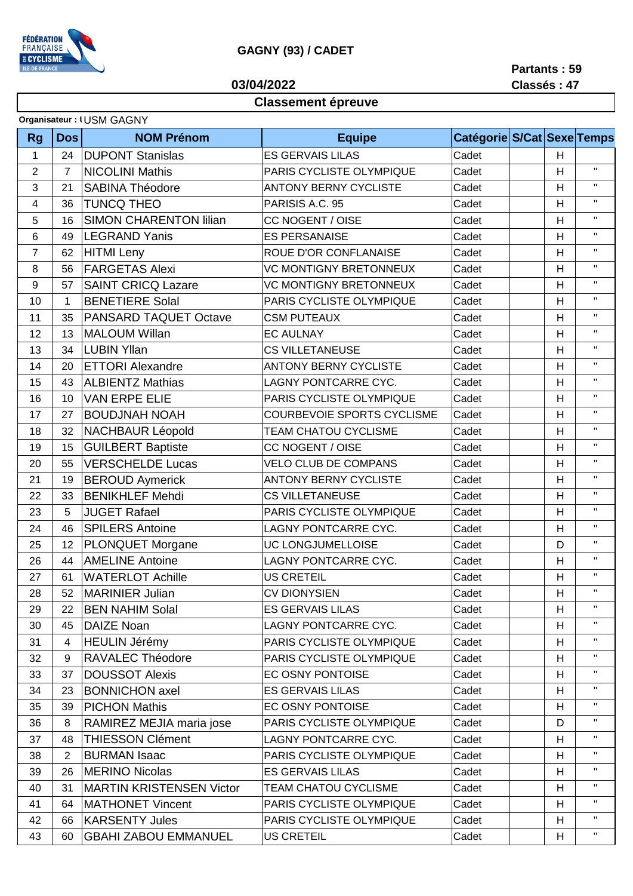FÉDÉRATION FRANÇAISE DE CYCLISME ILE-DE-FRANCE

# GAGNY (93) / CADET

**03/04/2022**

**Partants : 59**
**Classés : 47**

## Classement épreuve

**Organisateur :** USM GAGNY

| Rg | Dos | NOM Prénom | Equipe | Catégorie | S/Cat | Sexe | Temps |
|---|---|---|---|---|---|---|---|
| 1 | 24 | DUPONT Stanislas | ES GERVAIS LILAS | Cadet | | H | |
| 2 | 7 | NICOLINI Mathis | PARIS CYCLISTE OLYMPIQUE | Cadet | | H | " |
| 3 | 21 | SABINA Théodore | ANTONY BERNY CYCLISTE | Cadet | | H | " |
| 4 | 36 | TUNCQ THEO | PARISIS A.C. 95 | Cadet | | H | " |
| 5 | 16 | SIMON CHARENTON lilian | CC NOGENT / OISE | Cadet | | H | " |
| 6 | 49 | LEGRAND Yanis | ES PERSANAISE | Cadet | | H | " |
| 7 | 62 | HITMI Leny | ROUE D'OR CONFLANAISE | Cadet | | H | " |
| 8 | 56 | FARGETAS Alexi | VC MONTIGNY BRETONNEUX | Cadet | | H | " |
| 9 | 57 | SAINT CRICQ Lazare | VC MONTIGNY BRETONNEUX | Cadet | | H | " |
| 10 | 1 | BENETIERE Solal | PARIS CYCLISTE OLYMPIQUE | Cadet | | H | " |
| 11 | 35 | PANSARD TAQUET Octave | CSM PUTEAUX | Cadet | | H | " |
| 12 | 13 | MALOUM Willan | EC AULNAY | Cadet | | H | " |
| 13 | 34 | LUBIN Yllan | CS VILLETANEUSE | Cadet | | H | " |
| 14 | 20 | ETTORI Alexandre | ANTONY BERNY CYCLISTE | Cadet | | H | " |
| 15 | 43 | ALBIENTZ Mathias | LAGNY PONTCARRE CYC. | Cadet | | H | " |
| 16 | 10 | VAN ERPE ELIE | PARIS CYCLISTE OLYMPIQUE | Cadet | | H | " |
| 17 | 27 | BOUDJNAH NOAH | COURBEVOIE SPORTS CYCLISME | Cadet | | H | " |
| 18 | 32 | NACHBAUR Léopold | TEAM CHATOU CYCLISME | Cadet | | H | " |
| 19 | 15 | GUILBERT Baptiste | CC NOGENT / OISE | Cadet | | H | " |
| 20 | 55 | VERSCHELDE Lucas | VELO CLUB DE COMPANS | Cadet | | H | " |
| 21 | 19 | BEROUD Aymerick | ANTONY BERNY CYCLISTE | Cadet | | H | " |
| 22 | 33 | BENIKHLEF Mehdi | CS VILLETANEUSE | Cadet | | H | " |
| 23 | 5 | JUGET Rafael | PARIS CYCLISTE OLYMPIQUE | Cadet | | H | " |
| 24 | 46 | SPILERS Antoine | LAGNY PONTCARRE CYC. | Cadet | | H | " |
| 25 | 12 | PLONQUET Morgane | UC LONGJUMELLOISE | Cadet | | D | " |
| 26 | 44 | AMELINE Antoine | LAGNY PONTCARRE CYC. | Cadet | | H | " |
| 27 | 61 | WATERLOT Achille | US CRETEIL | Cadet | | H | " |
| 28 | 52 | MARINIER Julian | CV DIONYSIEN | Cadet | | H | " |
| 29 | 22 | BEN NAHIM Solal | ES GERVAIS LILAS | Cadet | | H | " |
| 30 | 45 | DAIZE Noan | LAGNY PONTCARRE CYC. | Cadet | | H | " |
| 31 | 4 | HEULIN Jérémy | PARIS CYCLISTE OLYMPIQUE | Cadet | | H | " |
| 32 | 9 | RAVALEC Théodore | PARIS CYCLISTE OLYMPIQUE | Cadet | | H | " |
| 33 | 37 | DOUSSOT Alexis | EC OSNY PONTOISE | Cadet | | H | " |
| 34 | 23 | BONNICHON axel | ES GERVAIS LILAS | Cadet | | H | " |
| 35 | 39 | PICHON Mathis | EC OSNY PONTOISE | Cadet | | H | " |
| 36 | 8 | RAMIREZ MEJIA maria jose | PARIS CYCLISTE OLYMPIQUE | Cadet | | D | " |
| 37 | 48 | THIESSON Clément | LAGNY PONTCARRE CYC. | Cadet | | H | " |
| 38 | 2 | BURMAN Isaac | PARIS CYCLISTE OLYMPIQUE | Cadet | | H | " |
| 39 | 26 | MERINO Nicolas | ES GERVAIS LILAS | Cadet | | H | " |
| 40 | 31 | MARTIN KRISTENSEN Victor | TEAM CHATOU CYCLISME | Cadet | | H | " |
| 41 | 64 | MATHONET Vincent | PARIS CYCLISTE OLYMPIQUE | Cadet | | H | " |
| 42 | 66 | KARSENTY Jules | PARIS CYCLISTE OLYMPIQUE | Cadet | | H | " |
| 43 | 60 | GBAHI ZABOU EMMANUEL | US CRETEIL | Cadet | | H | " |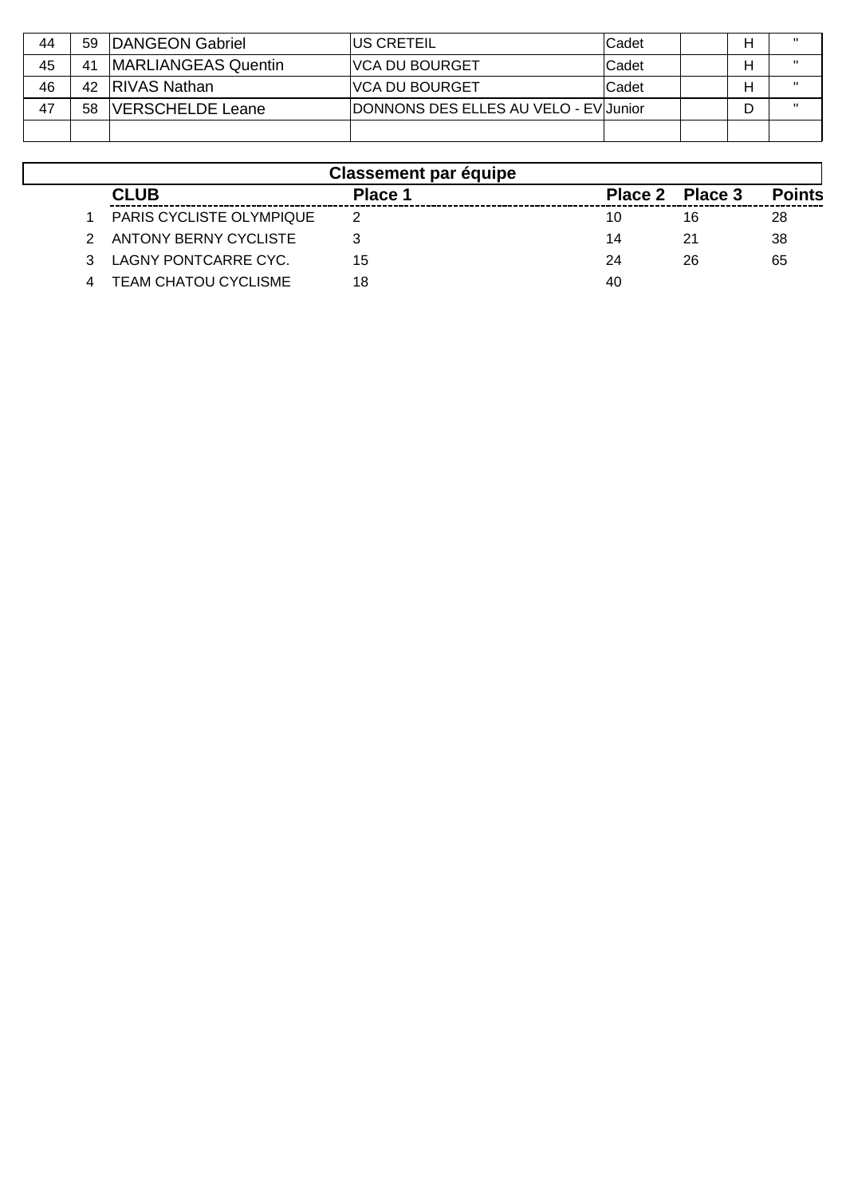| | | | | | | | |
|---|---|---|---|---|---|---|---|
| 44 | 59 | DANGEON Gabriel | US CRETEIL | Cadet | | H | " |
| 45 | 41 | MARLIANGEAS Quentin | VCA DU BOURGET | Cadet | | H | " |
| 46 | 42 | RIVAS Nathan | VCA DU BOURGET | Cadet | | H | " |
| 47 | 58 | VERSCHELDE Leane | DONNONS DES ELLES AU VELO - EV | Junior | | D | " |
| | | | | | | | |

## Classement par équipe

| | CLUB | Place 1 | Place 2 | Place 3 | Points |
|---|---|---|---|---|---|
| 1 | PARIS CYCLISTE OLYMPIQUE | 2 | 10 | 16 | 28 |
| 2 | ANTONY BERNY CYCLISTE | 3 | 14 | 21 | 38 |
| 3 | LAGNY PONTCARRE CYC. | 15 | 24 | 26 | 65 |
| 4 | TEAM CHATOU CYCLISME | 18 | 40 | | |